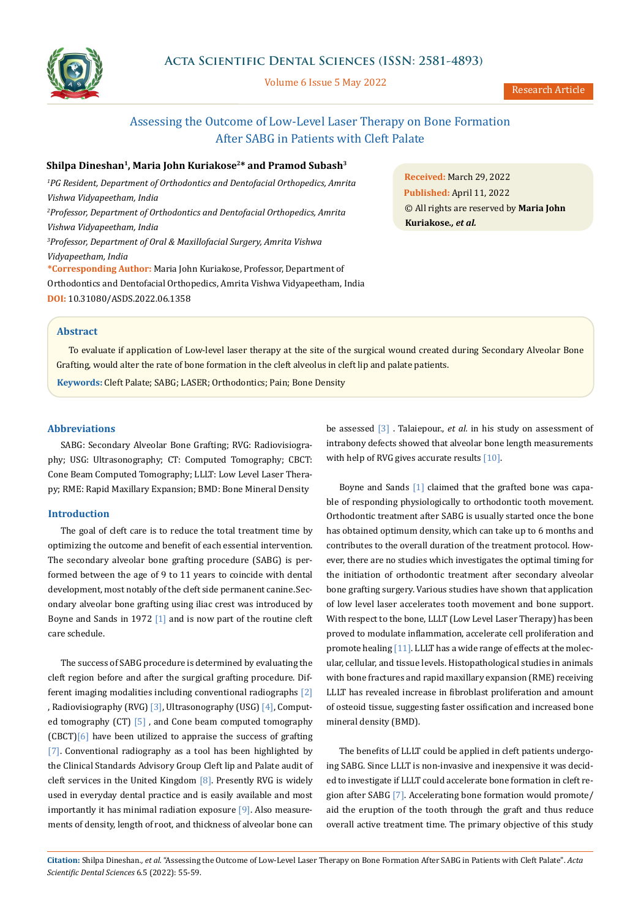Research Article

# Assessing the Outcome of Low-Level Laser Therapy on Bone Formation After SABG in Patients with Cleft Palate

**Shilpa Dineshan[1], Maria John Kuriakose[2]* and Pramod Subash[3]**

[1]*PG Resident, Department of Orthodontics and Dentofacial Orthopedics, Amrita Vishwa Vidyapeetham, India*

[2]*Professor, Department of Orthodontics and Dentofacial Orthopedics, Amrita Vishwa Vidyapeetham, India*

[3]*Professor, Department of Oral & Maxillofacial Surgery, Amrita Vishwa Vidyapeetham, India*

**\*Corresponding Author:** Maria John Kuriakose, Professor, Department of Orthodontics and Dentofacial Orthopedics, Amrita Vishwa Vidyapeetham, India

**DOI:** 10.31080/ASDS.2022.06.1358

**Received:** March 29, 2022
**Published:** April 11, 2022
© All rights are reserved by **Maria John Kuriakose.,** ***et al.***

## Abstract

To evaluate if application of Low-level laser therapy at the site of the surgical wound created during Secondary Alveolar Bone Grafting, would alter the rate of bone formation in the cleft alveolus in cleft lip and palate patients.

**Keywords:** Cleft Palate; SABG; LASER; Orthodontics; Pain; Bone Density

## Abbreviations

SABG: Secondary Alveolar Bone Grafting; RVG: Radiovisiography; USG: Ultrasonography; CT: Computed Tomography; CBCT: Cone Beam Computed Tomography; LLLT: Low Level Laser Therapy; RME: Rapid Maxillary Expansion; BMD: Bone Mineral Density

## Introduction

The goal of cleft care is to reduce the total treatment time by optimizing the outcome and benefit of each essential intervention. The secondary alveolar bone grafting procedure (SABG) is performed between the age of 9 to 11 years to coincide with dental development, most notably of the cleft side permanent canine.Secondary alveolar bone grafting using iliac crest was introduced by Boyne and Sands in 1972 [1] and is now part of the routine cleft care schedule.

The success of SABG procedure is determined by evaluating the cleft region before and after the surgical grafting procedure. Different imaging modalities including conventional radiographs [2], Radiovisiography (RVG) [3], Ultrasonography (USG) [4], Computed tomography (CT) [5], and Cone beam computed tomography (CBCT)[6] have been utilized to appraise the success of grafting [7]. Conventional radiography as a tool has been highlighted by the Clinical Standards Advisory Group Cleft lip and Palate audit of cleft services in the United Kingdom [8]. Presently RVG is widely used in everyday dental practice and is easily available and most importantly it has minimal radiation exposure [9]. Also measurements of density, length of root, and thickness of alveolar bone can be assessed [3]. Talaiepour., *et al.* in his study on assessment of intrabony defects showed that alveolar bone length measurements with help of RVG gives accurate results [10].

Boyne and Sands [1] claimed that the grafted bone was capable of responding physiologically to orthodontic tooth movement. Orthodontic treatment after SABG is usually started once the bone has obtained optimum density, which can take up to 6 months and contributes to the overall duration of the treatment protocol. However, there are no studies which investigates the optimal timing for the initiation of orthodontic treatment after secondary alveolar bone grafting surgery. Various studies have shown that application of low level laser accelerates tooth movement and bone support. With respect to the bone, LLLT (Low Level Laser Therapy) has been proved to modulate inflammation, accelerate cell proliferation and promote healing [11]. LLLT has a wide range of effects at the molecular, cellular, and tissue levels. Histopathological studies in animals with bone fractures and rapid maxillary expansion (RME) receiving LLLT has revealed increase in fibroblast proliferation and amount of osteoid tissue, suggesting faster ossification and increased bone mineral density (BMD).

The benefits of LLLT could be applied in cleft patients undergoing SABG. Since LLLT is non-invasive and inexpensive it was decided to investigate if LLLT could accelerate bone formation in cleft region after SABG [7]. Accelerating bone formation would promote/aid the eruption of the tooth through the graft and thus reduce overall active treatment time. The primary objective of this study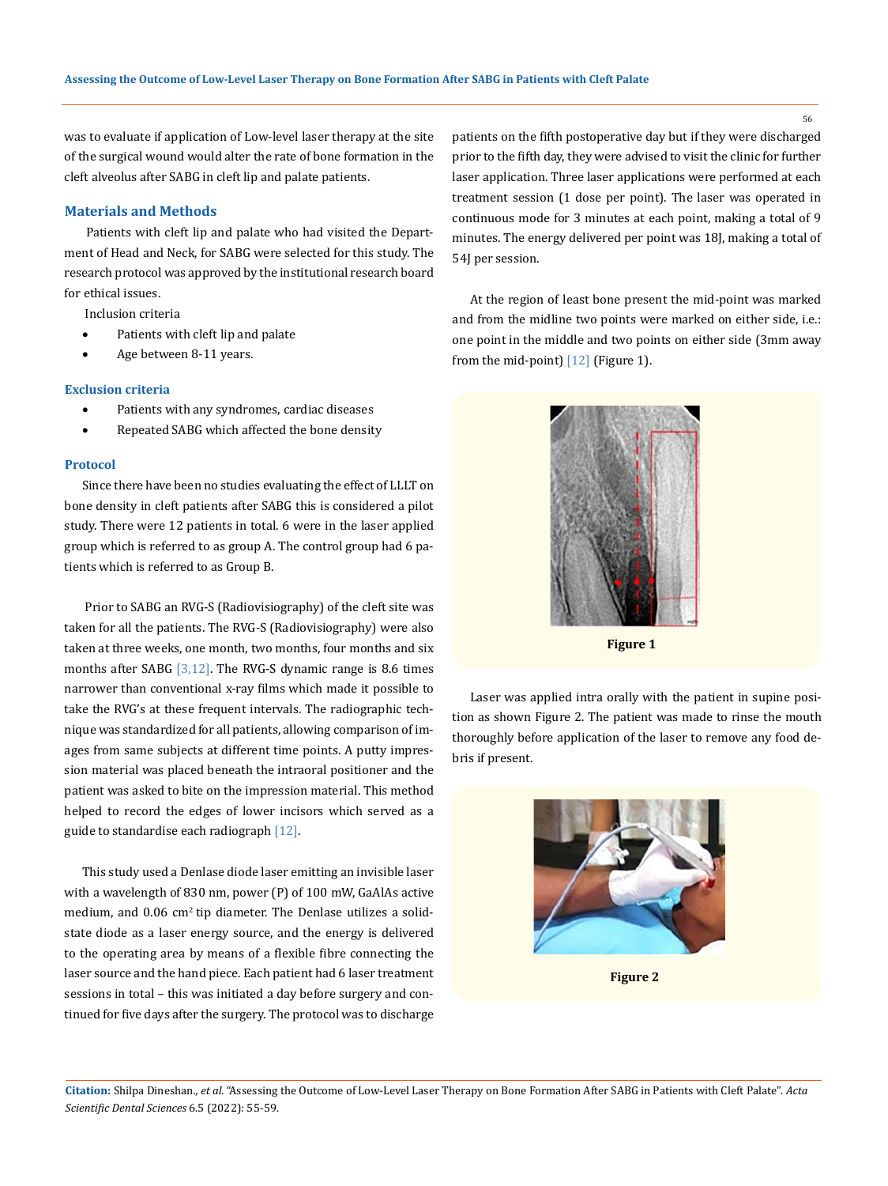was to evaluate if application of Low-level laser therapy at the site of the surgical wound would alter the rate of bone formation in the cleft alveolus after SABG in cleft lip and palate patients.

## Materials and Methods

Patients with cleft lip and palate who had visited the Department of Head and Neck, for SABG were selected for this study. The research protocol was approved by the institutional research board for ethical issues.

Inclusion criteria

- Patients with cleft lip and palate
- Age between 8-11 years.

### Exclusion criteria

- Patients with any syndromes, cardiac diseases
- Repeated SABG which affected the bone density

### Protocol

Since there have been no studies evaluating the effect of LLLT on bone density in cleft patients after SABG this is considered a pilot study. There were 12 patients in total. 6 were in the laser applied group which is referred to as group A. The control group had 6 patients which is referred to as Group B.

Prior to SABG an RVG-S (Radiovisiography) of the cleft site was taken for all the patients. The RVG-S (Radiovisiography) were also taken at three weeks, one month, two months, four months and six months after SABG [3,12]. The RVG-S dynamic range is 8.6 times narrower than conventional x-ray films which made it possible to take the RVG's at these frequent intervals. The radiographic technique was standardized for all patients, allowing comparison of images from same subjects at different time points. A putty impression material was placed beneath the intraoral positioner and the patient was asked to bite on the impression material. This method helped to record the edges of lower incisors which served as a guide to standardise each radiograph [12].

This study used a Denlase diode laser emitting an invisible laser with a wavelength of 830 nm, power (P) of 100 mW, GaAlAs active medium, and 0.06 $cm^2$ tip diameter. The Denlase utilizes a solid-state diode as a laser energy source, and the energy is delivered to the operating area by means of a flexible fibre connecting the laser source and the hand piece. Each patient had 6 laser treatment sessions in total – this was initiated a day before surgery and continued for five days after the surgery. The protocol was to discharge patients on the fifth postoperative day but if they were discharged prior to the fifth day, they were advised to visit the clinic for further laser application. Three laser applications were performed at each treatment session (1 dose per point). The laser was operated in continuous mode for 3 minutes at each point, making a total of 9 minutes. The energy delivered per point was 18J, making a total of 54J per session.

At the region of least bone present the mid-point was marked and from the midline two points were marked on either side, i.e.: one point in the middle and two points on either side (3mm away from the mid-point) [12] (Figure 1).

**Figure 1**

Laser was applied intra orally with the patient in supine position as shown Figure 2. The patient was made to rinse the mouth thoroughly before application of the laser to remove any food debris if present.

**Figure 2**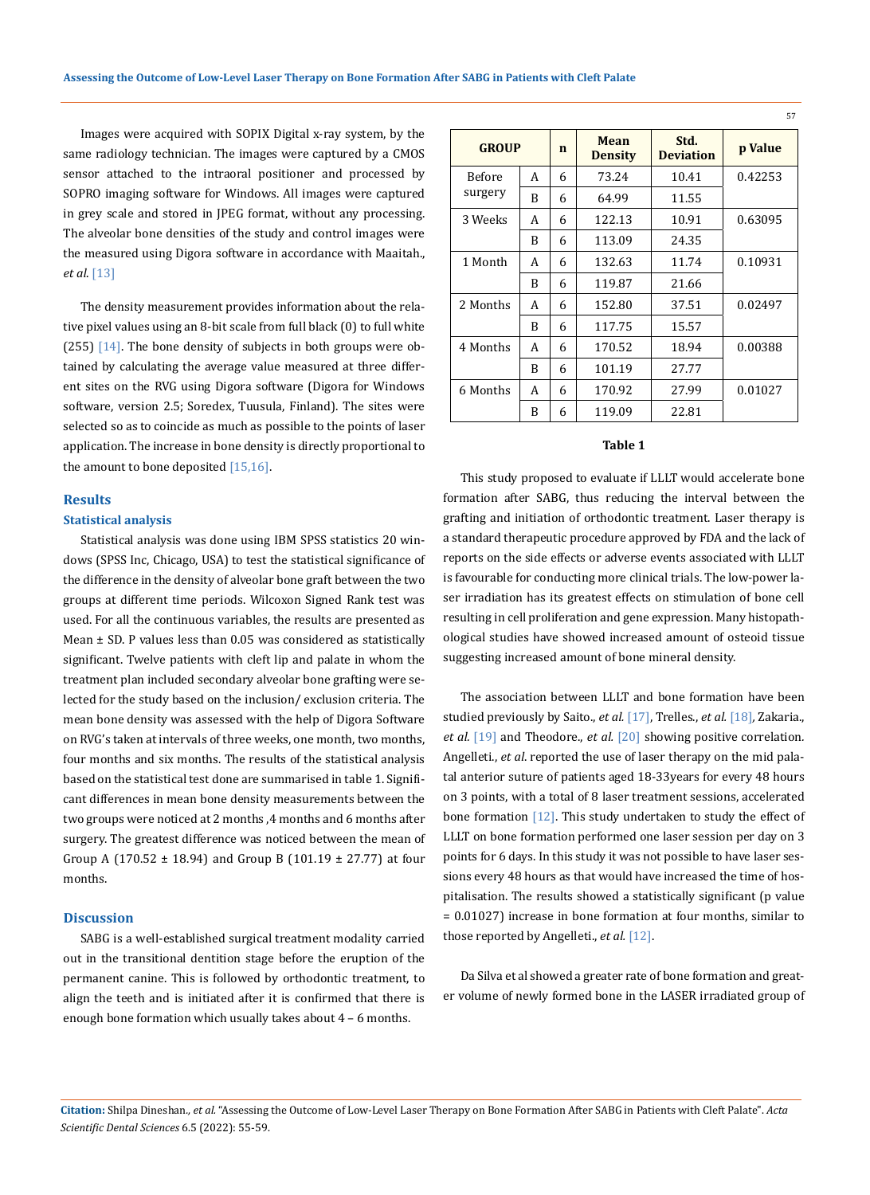Images were acquired with SOPIX Digital x-ray system, by the same radiology technician. The images were captured by a CMOS sensor attached to the intraoral positioner and processed by SOPRO imaging software for Windows. All images were captured in grey scale and stored in JPEG format, without any processing. The alveolar bone densities of the study and control images were the measured using Digora software in accordance with Maaitah., *et al.* [13]

The density measurement provides information about the relative pixel values using an 8-bit scale from full black (0) to full white (255) [14]. The bone density of subjects in both groups were obtained by calculating the average value measured at three different sites on the RVG using Digora software (Digora for Windows software, version 2.5; Soredex, Tuusula, Finland). The sites were selected so as to coincide as much as possible to the points of laser application. The increase in bone density is directly proportional to the amount to bone deposited [15,16].

## Results

### Statistical analysis

Statistical analysis was done using IBM SPSS statistics 20 windows (SPSS Inc, Chicago, USA) to test the statistical significance of the difference in the density of alveolar bone graft between the two groups at different time periods. Wilcoxon Signed Rank test was used. For all the continuous variables, the results are presented as Mean ± SD. P values less than 0.05 was considered as statistically significant. Twelve patients with cleft lip and palate in whom the treatment plan included secondary alveolar bone grafting were selected for the study based on the inclusion/ exclusion criteria. The mean bone density was assessed with the help of Digora Software on RVG's taken at intervals of three weeks, one month, two months, four months and six months. The results of the statistical analysis based on the statistical test done are summarised in table 1. Significant differences in mean bone density measurements between the two groups were noticed at 2 months ,4 months and 6 months after surgery. The greatest difference was noticed between the mean of Group A (170.52 ± 18.94) and Group B (101.19 ± 27.77) at four months.

## Discussion

SABG is a well-established surgical treatment modality carried out in the transitional dentition stage before the eruption of the permanent canine. This is followed by orthodontic treatment, to align the teeth and is initiated after it is confirmed that there is enough bone formation which usually takes about 4 – 6 months.

| GROUP | | n | Mean Density | Std. Deviation | p Value |
|---|---|---|---|---|---|
| Before surgery | A | 6 | 73.24 | 10.41 | 0.42253 |
| | B | 6 | 64.99 | 11.55 | |
| 3 Weeks | A | 6 | 122.13 | 10.91 | 0.63095 |
| | B | 6 | 113.09 | 24.35 | |
| 1 Month | A | 6 | 132.63 | 11.74 | 0.10931 |
| | B | 6 | 119.87 | 21.66 | |
| 2 Months | A | 6 | 152.80 | 37.51 | 0.02497 |
| | B | 6 | 117.75 | 15.57 | |
| 4 Months | A | 6 | 170.52 | 18.94 | 0.00388 |
| | B | 6 | 101.19 | 27.77 | |
| 6 Months | A | 6 | 170.92 | 27.99 | 0.01027 |
| | B | 6 | 119.09 | 22.81 | |

**Table 1**

This study proposed to evaluate if LLLT would accelerate bone formation after SABG, thus reducing the interval between the grafting and initiation of orthodontic treatment. Laser therapy is a standard therapeutic procedure approved by FDA and the lack of reports on the side effects or adverse events associated with LLLT is favourable for conducting more clinical trials. The low-power laser irradiation has its greatest effects on stimulation of bone cell resulting in cell proliferation and gene expression. Many histopathological studies have showed increased amount of osteoid tissue suggesting increased amount of bone mineral density.

The association between LLLT and bone formation have been studied previously by Saito., *et al.* [17], Trelles., *et al.* [18], Zakaria., *et al.* [19] and Theodore., *et al.* [20] showing positive correlation. Angelleti., *et al.* reported the use of laser therapy on the mid palatal anterior suture of patients aged 18-33years for every 48 hours on 3 points, with a total of 8 laser treatment sessions, accelerated bone formation [12]. This study undertaken to study the effect of LLLT on bone formation performed one laser session per day on 3 points for 6 days. In this study it was not possible to have laser sessions every 48 hours as that would have increased the time of hospitalisation. The results showed a statistically significant (p value = 0.01027) increase in bone formation at four months, similar to those reported by Angelleti., *et al.* [12].

Da Silva et al showed a greater rate of bone formation and greater volume of newly formed bone in the LASER irradiated group of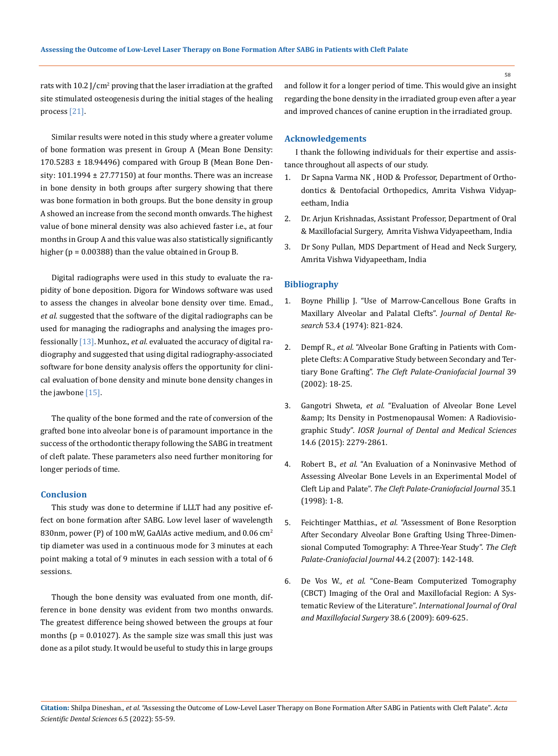rats with 10.2 $J/cm^2$ proving that the laser irradiation at the grafted site stimulated osteogenesis during the initial stages of the healing process [21].

Similar results were noted in this study where a greater volume of bone formation was present in Group A (Mean Bone Density: 170.5283 ± 18.94496) compared with Group B (Mean Bone Density: 101.1994 ± 27.77150) at four months. There was an increase in bone density in both groups after surgery showing that there was bone formation in both groups. But the bone density in group A showed an increase from the second month onwards. The highest value of bone mineral density was also achieved faster i.e., at four months in Group A and this value was also statistically significantly higher ($p = 0.00388$) than the value obtained in Group B.

Digital radiographs were used in this study to evaluate the rapidity of bone deposition. Digora for Windows software was used to assess the changes in alveolar bone density over time. Emad., *et al.* suggested that the software of the digital radiographs can be used for managing the radiographs and analysing the images professionally [13]. Munhoz., *et al.* evaluated the accuracy of digital radiography and suggested that using digital radiography-associated software for bone density analysis offers the opportunity for clinical evaluation of bone density and minute bone density changes in the jawbone [15].

The quality of the bone formed and the rate of conversion of the grafted bone into alveolar bone is of paramount importance in the success of the orthodontic therapy following the SABG in treatment of cleft palate. These parameters also need further monitoring for longer periods of time.

## Conclusion

This study was done to determine if LLLT had any positive effect on bone formation after SABG. Low level laser of wavelength 830nm, power (P) of 100 mW, GaAlAs active medium, and 0.06 $cm^2$ tip diameter was used in a continuous mode for 3 minutes at each point making a total of 9 minutes in each session with a total of 6 sessions.

Though the bone density was evaluated from one month, difference in bone density was evident from two months onwards. The greatest difference being showed between the groups at four months ($p = 0.01027$). As the sample size was small this just was done as a pilot study. It would be useful to study this in large groups and follow it for a longer period of time. This would give an insight regarding the bone density in the irradiated group even after a year and improved chances of canine eruption in the irradiated group.

## Acknowledgements

I thank the following individuals for their expertise and assistance throughout all aspects of our study.

1. Dr Sapna Varma NK , HOD & Professor, Department of Orthodontics & Dentofacial Orthopedics, Amrita Vishwa Vidyapeetham, India
2. Dr. Arjun Krishnadas, Assistant Professor, Department of Oral & Maxillofacial Surgery, Amrita Vishwa Vidyapeetham, India
3. Dr Sony Pullan, MDS Department of Head and Neck Surgery, Amrita Vishwa Vidyapeetham, India

## Bibliography

1. Boyne Phillip J. "Use of Marrow-Cancellous Bone Grafts in Maxillary Alveolar and Palatal Clefts". *Journal of Dental Research* 53.4 (1974): 821-824.
2. Dempf R., *et al.* "Alveolar Bone Grafting in Patients with Complete Clefts: A Comparative Study between Secondary and Tertiary Bone Grafting". *The Cleft Palate-Craniofacial Journal* 39 (2002): 18-25.
3. Gangotri Shweta, *et al.* "Evaluation of Alveolar Bone Level &amp; Its Density in Postmenopausal Women: A Radiovisiographic Study". *IOSR Journal of Dental and Medical Sciences* 14.6 (2015): 2279-2861.
4. Robert B., *et al.* "An Evaluation of a Noninvasive Method of Assessing Alveolar Bone Levels in an Experimental Model of Cleft Lip and Palate". *The Cleft Palate-Craniofacial Journal* 35.1 (1998): 1-8.
5. Feichtinger Matthias., *et al.* "Assessment of Bone Resorption After Secondary Alveolar Bone Grafting Using Three-Dimensional Computed Tomography: A Three-Year Study". *The Cleft Palate-Craniofacial Journal* 44.2 (2007): 142-148.
6. De Vos W., *et al.* "Cone-Beam Computerized Tomography (CBCT) Imaging of the Oral and Maxillofacial Region: A Systematic Review of the Literature". *International Journal of Oral and Maxillofacial Surgery* 38.6 (2009): 609-625.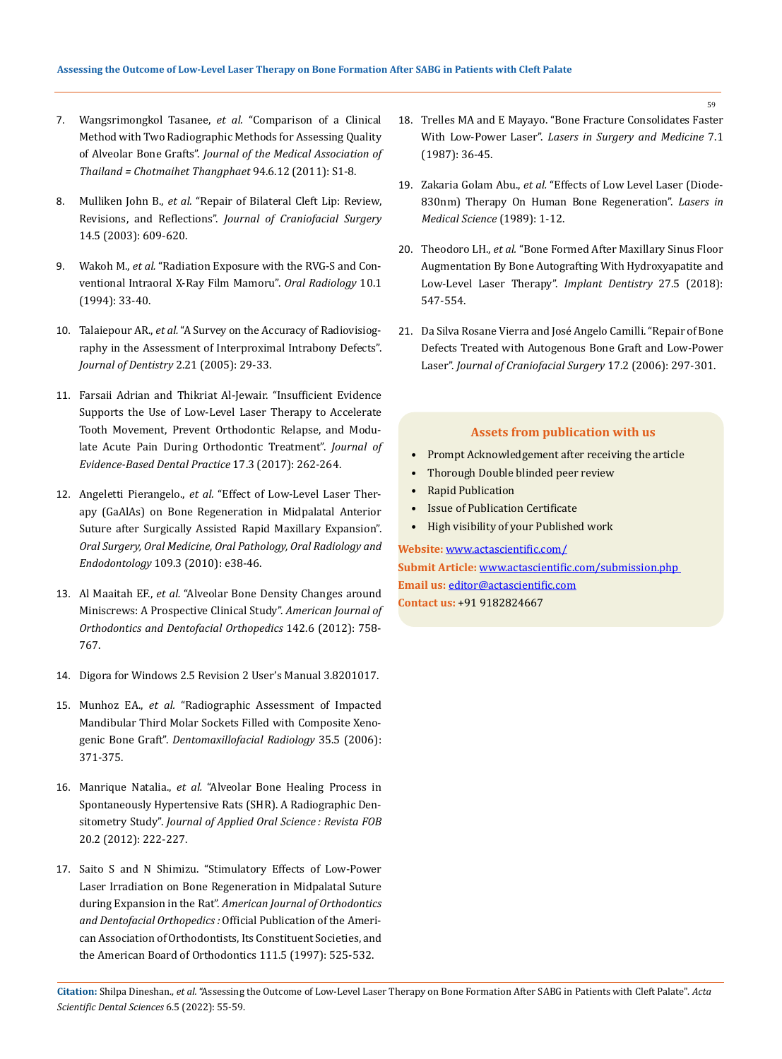7. Wangsrimongkol Tasanee, *et al.* "Comparison of a Clinical Method with Two Radiographic Methods for Assessing Quality of Alveolar Bone Grafts". *Journal of the Medical Association of Thailand = Chotmaihet Thangphaet* 94.6.12 (2011): S1-8.

8. Mulliken John B., *et al.* "Repair of Bilateral Cleft Lip: Review, Revisions, and Reflections". *Journal of Craniofacial Surgery* 14.5 (2003): 609-620.

9. Wakoh M., *et al.* "Radiation Exposure with the RVG-S and Conventional Intraoral X-Ray Film Mamoru". *Oral Radiology* 10.1 (1994): 33-40.

10. Talaiepour AR., *et al.* "A Survey on the Accuracy of Radiovisiography in the Assessment of Interproximal Intrabony Defects". *Journal of Dentistry* 2.21 (2005): 29-33.

11. Farsaii Adrian and Thikriat Al-Jewair. "Insufficient Evidence Supports the Use of Low-Level Laser Therapy to Accelerate Tooth Movement, Prevent Orthodontic Relapse, and Modulate Acute Pain During Orthodontic Treatment". *Journal of Evidence-Based Dental Practice* 17.3 (2017): 262-264.

12. Angeletti Pierangelo., *et al.* "Effect of Low-Level Laser Therapy (GaAlAs) on Bone Regeneration in Midpalatal Anterior Suture after Surgically Assisted Rapid Maxillary Expansion". *Oral Surgery, Oral Medicine, Oral Pathology, Oral Radiology and Endodontology* 109.3 (2010): e38-46.

13. Al Maaitah EF., *et al.* "Alveolar Bone Density Changes around Miniscrews: A Prospective Clinical Study". *American Journal of Orthodontics and Dentofacial Orthopedics* 142.6 (2012): 758-767.

14. Digora for Windows 2.5 Revision 2 User's Manual 3.8201017.

15. Munhoz EA., *et al.* "Radiographic Assessment of Impacted Mandibular Third Molar Sockets Filled with Composite Xenogenic Bone Graft". *Dentomaxillofacial Radiology* 35.5 (2006): 371-375.

16. Manrique Natalia., *et al.* "Alveolar Bone Healing Process in Spontaneously Hypertensive Rats (SHR). A Radiographic Densitometry Study". *Journal of Applied Oral Science : Revista FOB* 20.2 (2012): 222-227.

17. Saito S and N Shimizu. "Stimulatory Effects of Low-Power Laser Irradiation on Bone Regeneration in Midpalatal Suture during Expansion in the Rat". *American Journal of Orthodontics and Dentofacial Orthopedics :* Official Publication of the American Association of Orthodontists, Its Constituent Societies, and the American Board of Orthodontics 111.5 (1997): 525-532.

18. Trelles MA and E Mayayo. "Bone Fracture Consolidates Faster With Low-Power Laser". *Lasers in Surgery and Medicine* 7.1 (1987): 36-45.

19. Zakaria Golam Abu., *et al.* "Effects of Low Level Laser (Diode-830nm) Therapy On Human Bone Regeneration". *Lasers in Medical Science* (1989): 1-12.

20. Theodoro LH., *et al.* "Bone Formed After Maxillary Sinus Floor Augmentation By Bone Autografting With Hydroxyapatite and Low-Level Laser Therapy". *Implant Dentistry* 27.5 (2018): 547-554.

21. Da Silva Rosane Vierra and José Angelo Camilli. "Repair of Bone Defects Treated with Autogenous Bone Graft and Low-Power Laser". *Journal of Craniofacial Surgery* 17.2 (2006): 297-301.

**Assets from publication with us**

- Prompt Acknowledgement after receiving the article
- Thorough Double blinded peer review
- Rapid Publication
- Issue of Publication Certificate
- High visibility of your Published work

**Website:** www.actascientific.com/
**Submit Article:** www.actascientific.com/submission.php
**Email us:** editor@actascientific.com
**Contact us:** +91 9182824667